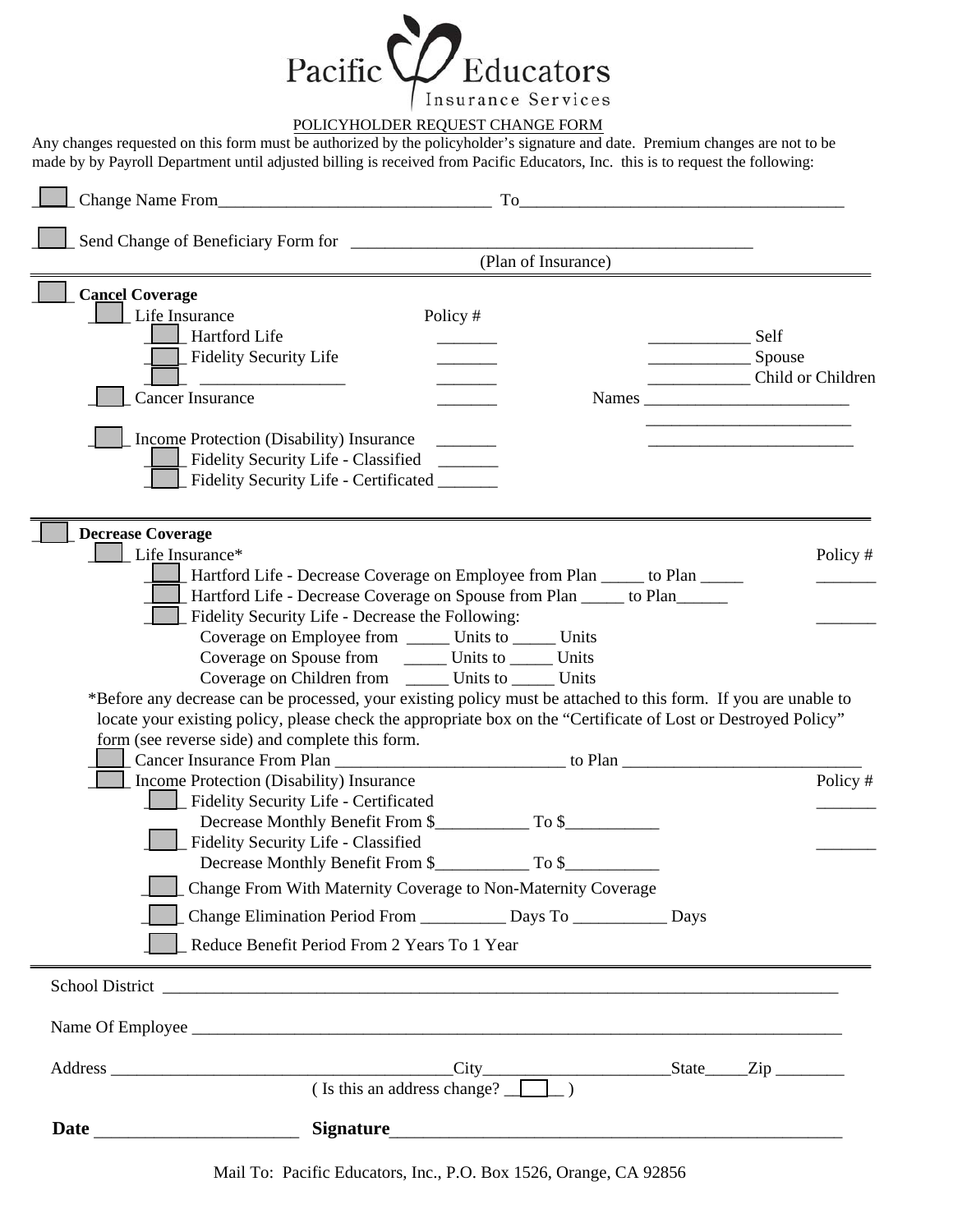# Pacific Educators

Insurance Services

POLICYHOLDER REQUEST CHANGE FORM

Any changes requested on this form must be authorized by the policyholder's signature and date. Premium changes are not to be made by by Payroll Department until adjusted billing is received from Pacific Educators, Inc. this is to request the following:

☐ Change Name From________________________________ To________________________________________

☐ Send Change of Beneficiary Form for _________________________________________________

(Plan of Insurance)

---

☐ **Cancel Coverage**

- ☐ Life Insurance — Policy #
  - ☐ Hartford Life _______ ____________ Self
  - ☐ Fidelity Security Life _______ ____________ Spouse
  - ☐ _________________ _______ ____________ Child or Children
- ☐ Cancer Insurance _______ Names _________________________

  _________________________
- ☐ Income Protection (Disability) Insurance _______ _________________________
  - ☐ Fidelity Security Life - Classified _______
  - ☐ Fidelity Security Life - Certificated _______

---

☐ **Decrease Coverage**

- ☐ Life Insurance* — Policy #
  - ☐ Hartford Life - Decrease Coverage on Employee from Plan _____ to Plan _____ _______
  - ☐ Hartford Life - Decrease Coverage on Spouse from Plan _____ to Plan______
  - ☐ Fidelity Security Life - Decrease the Following: _______
    - Coverage on Employee from _____ Units to _____ Units
    - Coverage on Spouse from _____ Units to _____ Units
    - Coverage on Children from _____ Units to _____ Units

*Before any decrease can be processed, your existing policy must be attached to this form. If you are unable to locate your existing policy, please check the appropriate box on the "Certificate of Lost or Destroyed Policy" form (see reverse side) and complete this form.

- ☐ Cancer Insurance From Plan ___________________________ to Plan ____________________________
- ☐ Income Protection (Disability) Insurance — Policy #
  - ☐ Fidelity Security Life - Certificated _______
    - Decrease Monthly Benefit From $___________ To $___________
  - ☐ Fidelity Security Life - Classified _______
    - Decrease Monthly Benefit From $___________ To $___________
  - ☐ Change From With Maternity Coverage to Non-Maternity Coverage
  - ☐ Change Elimination Period From __________ Days To ___________ Days
  - ☐ Reduce Benefit Period From 2 Years To 1 Year

---

School District ___________________________________________________________________________

Name Of Employee _________________________________________________________________________

Address ________________________________________City______________________State_____Zip ________

( Is this an address change? ☐ )

**Date** ______________________ **Signature**_____________________________________________________

Mail To: Pacific Educators, Inc., P.O. Box 1526, Orange, CA 92856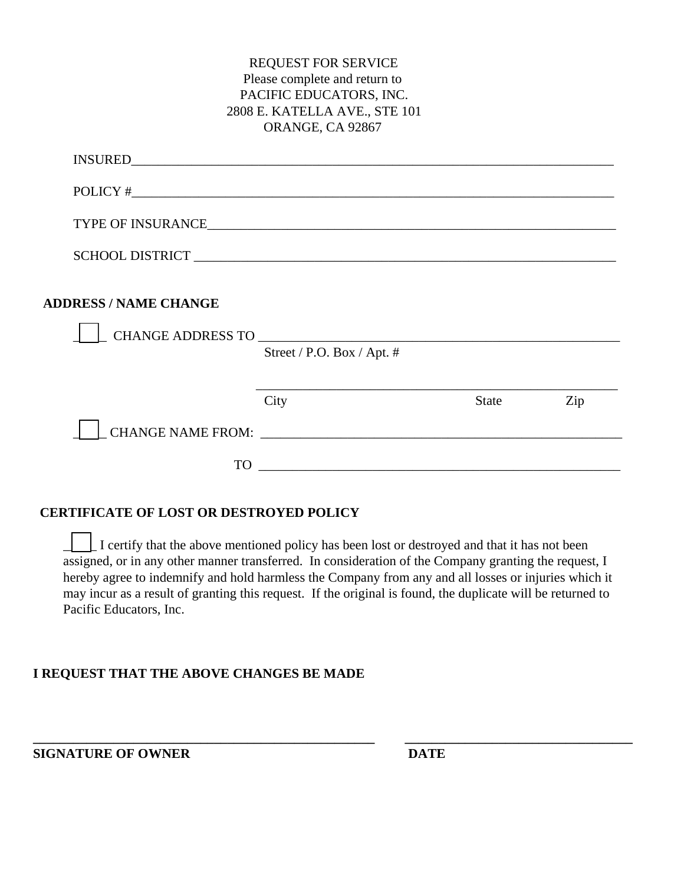REQUEST FOR SERVICE
Please complete and return to
PACIFIC EDUCATORS, INC.
2808 E. KATELLA AVE., STE 101
ORANGE, CA 92867

INSURED_______________________________________________________________________

POLICY #_______________________________________________________________________

TYPE OF INSURANCE______________________________________________________________

SCHOOL DISTRICT _______________________________________________________________

**ADDRESS / NAME CHANGE**

☐ CHANGE ADDRESS TO _____________________________________________________
Street / P.O. Box / Apt. #

_____________________________________________________
City State Zip

☐ CHANGE NAME FROM: _____________________________________________________

TO _____________________________________________________

**CERTIFICATE OF LOST OR DESTROYED POLICY**

☐ I certify that the above mentioned policy has been lost or destroyed and that it has not been assigned, or in any other manner transferred. In consideration of the Company granting the request, I hereby agree to indemnify and hold harmless the Company from any and all losses or injuries which it may incur as a result of granting this request. If the original is found, the duplicate will be returned to Pacific Educators, Inc.

**I REQUEST THAT THE ABOVE CHANGES BE MADE**

_____________________________________________ _____________________________
**SIGNATURE OF OWNER** **DATE**